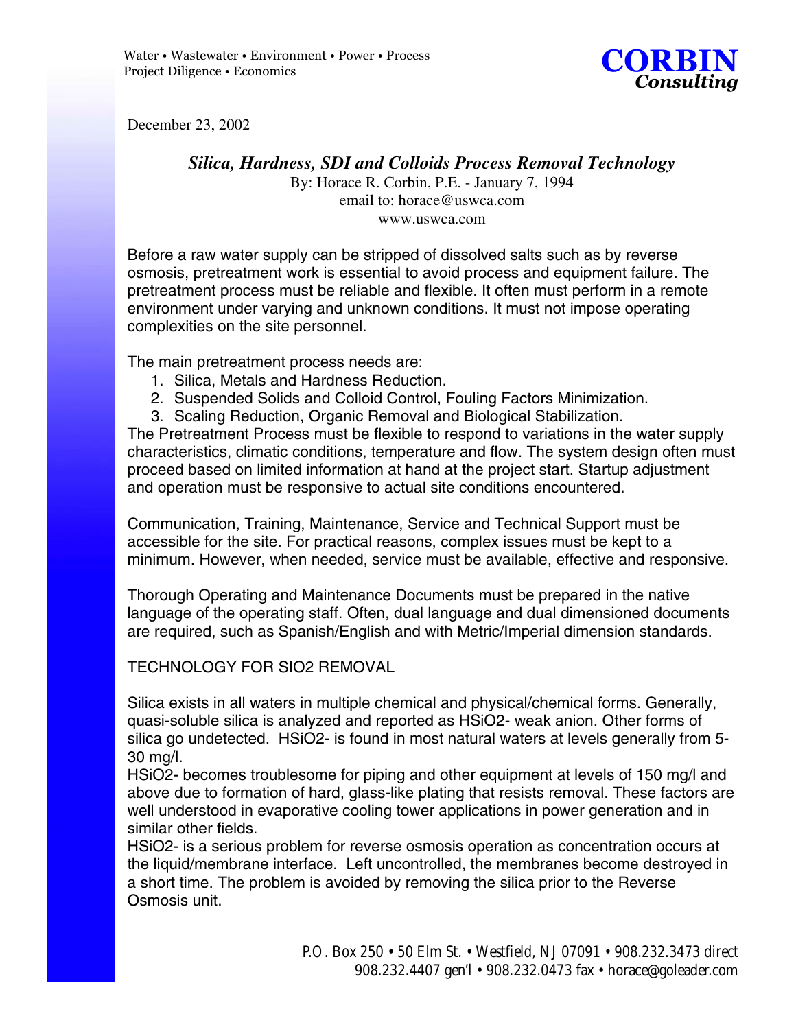Water • Wastewater • Environment • Power • Process
Project Diligence • Economics

**CORBIN**
***Consulting***

December 23, 2002

## *Silica, Hardness, SDI and Colloids Process Removal Technology*

By: Horace R. Corbin, P.E. - January 7, 1994
email to: horace@uswca.com
www.uswca.com

Before a raw water supply can be stripped of dissolved salts such as by reverse osmosis, pretreatment work is essential to avoid process and equipment failure. The pretreatment process must be reliable and flexible. It often must perform in a remote environment under varying and unknown conditions. It must not impose operating complexities on the site personnel.

The main pretreatment process needs are:

1. Silica, Metals and Hardness Reduction.
2. Suspended Solids and Colloid Control, Fouling Factors Minimization.
3. Scaling Reduction, Organic Removal and Biological Stabilization.

The Pretreatment Process must be flexible to respond to variations in the water supply characteristics, climatic conditions, temperature and flow. The system design often must proceed based on limited information at hand at the project start. Startup adjustment and operation must be responsive to actual site conditions encountered.

Communication, Training, Maintenance, Service and Technical Support must be accessible for the site. For practical reasons, complex issues must be kept to a minimum. However, when needed, service must be available, effective and responsive.

Thorough Operating and Maintenance Documents must be prepared in the native language of the operating staff. Often, dual language and dual dimensioned documents are required, such as Spanish/English and with Metric/Imperial dimension standards.

TECHNOLOGY FOR SIO2 REMOVAL

Silica exists in all waters in multiple chemical and physical/chemical forms. Generally, quasi-soluble silica is analyzed and reported as $HSiO_2^-$ weak anion. Other forms of silica go undetected. $HSiO_2^-$ is found in most natural waters at levels generally from 5-30 mg/l.

$HSiO_2^-$ becomes troublesome for piping and other equipment at levels of 150 mg/l and above due to formation of hard, glass-like plating that resists removal. These factors are well understood in evaporative cooling tower applications in power generation and in similar other fields.

$HSiO_2^-$ is a serious problem for reverse osmosis operation as concentration occurs at the liquid/membrane interface. Left uncontrolled, the membranes become destroyed in a short time. The problem is avoided by removing the silica prior to the Reverse Osmosis unit.

P.O. Box 250 • 50 Elm St. • Westfield, NJ 07091 • 908.232.3473 direct
908.232.4407 gen'l • 908.232.0473 fax • horace@goleader.com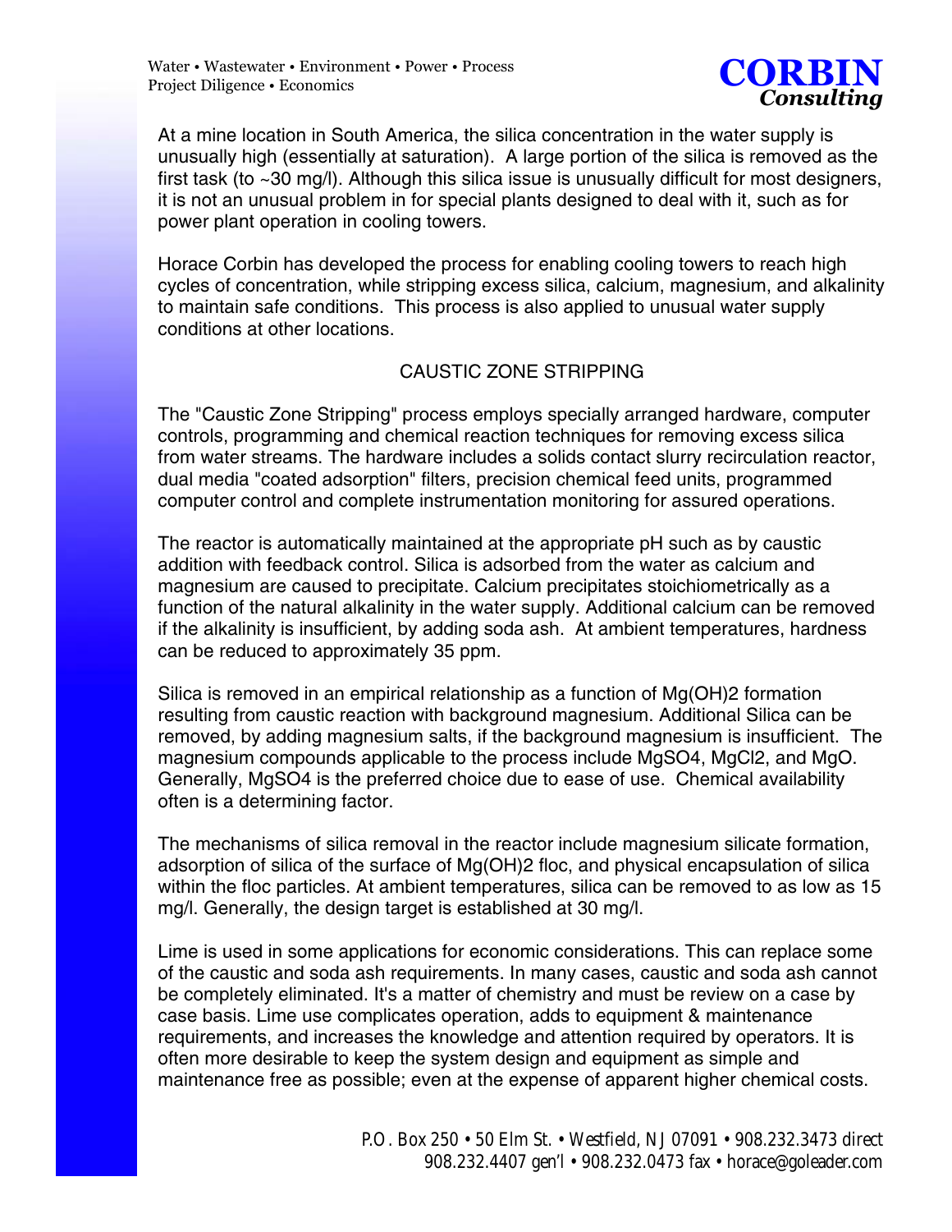At a mine location in South America, the silica concentration in the water supply is unusually high (essentially at saturation). A large portion of the silica is removed as the first task (to ~30 mg/l). Although this silica issue is unusually difficult for most designers, it is not an unusual problem in for special plants designed to deal with it, such as for power plant operation in cooling towers.

Horace Corbin has developed the process for enabling cooling towers to reach high cycles of concentration, while stripping excess silica, calcium, magnesium, and alkalinity to maintain safe conditions. This process is also applied to unusual water supply conditions at other locations.

## CAUSTIC ZONE STRIPPING

The "Caustic Zone Stripping" process employs specially arranged hardware, computer controls, programming and chemical reaction techniques for removing excess silica from water streams. The hardware includes a solids contact slurry recirculation reactor, dual media "coated adsorption" filters, precision chemical feed units, programmed computer control and complete instrumentation monitoring for assured operations.

The reactor is automatically maintained at the appropriate pH such as by caustic addition with feedback control. Silica is adsorbed from the water as calcium and magnesium are caused to precipitate. Calcium precipitates stoichiometrically as a function of the natural alkalinity in the water supply. Additional calcium can be removed if the alkalinity is insufficient, by adding soda ash. At ambient temperatures, hardness can be reduced to approximately 35 ppm.

Silica is removed in an empirical relationship as a function of $Mg(OH)_2$ formation resulting from caustic reaction with background magnesium. Additional Silica can be removed, by adding magnesium salts, if the background magnesium is insufficient. The magnesium compounds applicable to the process include $MgSO_4$, $MgCl_2$, and MgO. Generally, $MgSO_4$ is the preferred choice due to ease of use. Chemical availability often is a determining factor.

The mechanisms of silica removal in the reactor include magnesium silicate formation, adsorption of silica of the surface of $Mg(OH)_2$ floc, and physical encapsulation of silica within the floc particles. At ambient temperatures, silica can be removed to as low as 15 mg/l. Generally, the design target is established at 30 mg/l.

Lime is used in some applications for economic considerations. This can replace some of the caustic and soda ash requirements. In many cases, caustic and soda ash cannot be completely eliminated. It's a matter of chemistry and must be review on a case by case basis. Lime use complicates operation, adds to equipment & maintenance requirements, and increases the knowledge and attention required by operators. It is often more desirable to keep the system design and equipment as simple and maintenance free as possible; even at the expense of apparent higher chemical costs.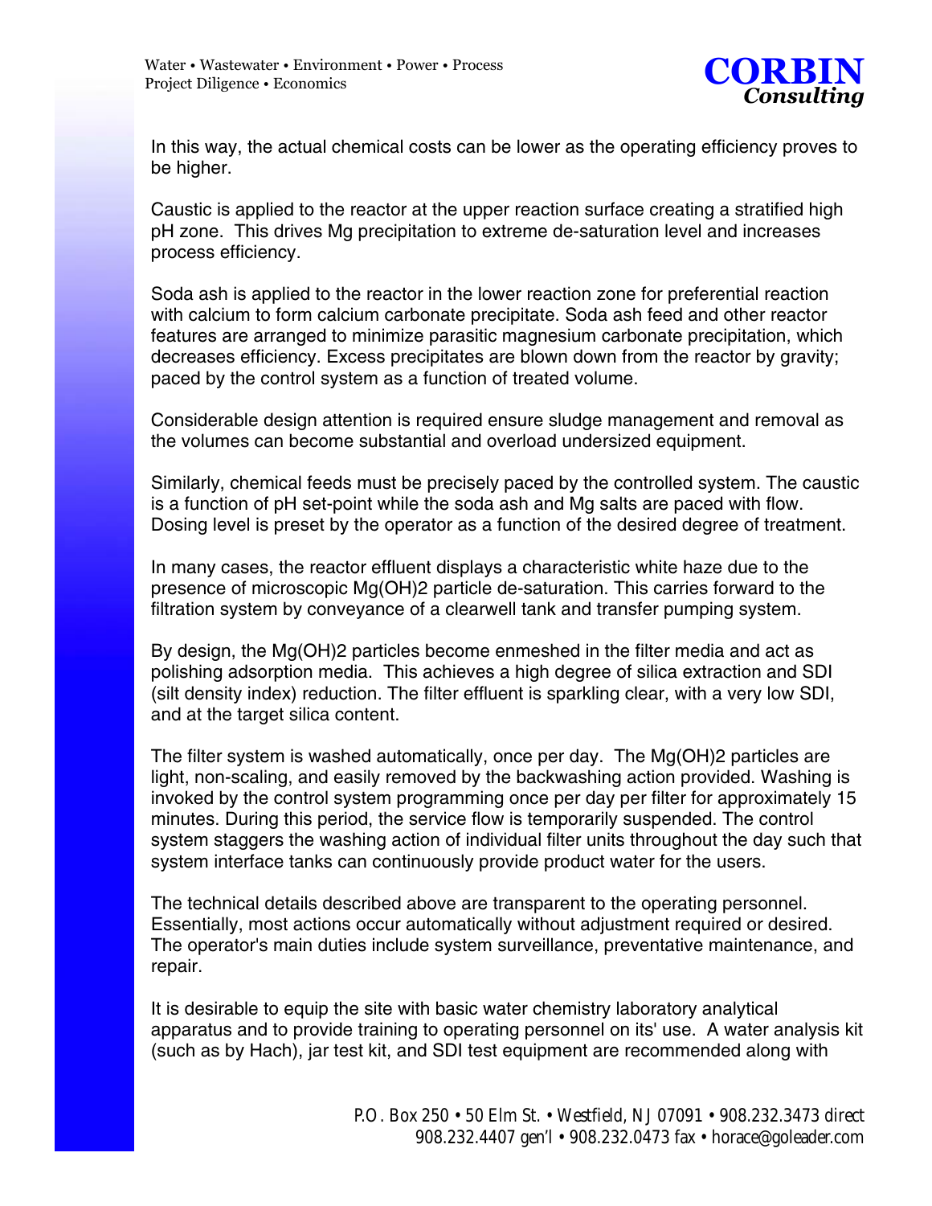In this way, the actual chemical costs can be lower as the operating efficiency proves to be higher.

Caustic is applied to the reactor at the upper reaction surface creating a stratified high pH zone. This drives Mg precipitation to extreme de-saturation level and increases process efficiency.

Soda ash is applied to the reactor in the lower reaction zone for preferential reaction with calcium to form calcium carbonate precipitate. Soda ash feed and other reactor features are arranged to minimize parasitic magnesium carbonate precipitation, which decreases efficiency. Excess precipitates are blown down from the reactor by gravity; paced by the control system as a function of treated volume.

Considerable design attention is required ensure sludge management and removal as the volumes can become substantial and overload undersized equipment.

Similarly, chemical feeds must be precisely paced by the controlled system. The caustic is a function of pH set-point while the soda ash and Mg salts are paced with flow. Dosing level is preset by the operator as a function of the desired degree of treatment.

In many cases, the reactor effluent displays a characteristic white haze due to the presence of microscopic $Mg(OH)_2$ particle de-saturation. This carries forward to the filtration system by conveyance of a clearwell tank and transfer pumping system.

By design, the $Mg(OH)_2$ particles become enmeshed in the filter media and act as polishing adsorption media. This achieves a high degree of silica extraction and SDI (silt density index) reduction. The filter effluent is sparkling clear, with a very low SDI, and at the target silica content.

The filter system is washed automatically, once per day. The $Mg(OH)_2$ particles are light, non-scaling, and easily removed by the backwashing action provided. Washing is invoked by the control system programming once per day per filter for approximately 15 minutes. During this period, the service flow is temporarily suspended. The control system staggers the washing action of individual filter units throughout the day such that system interface tanks can continuously provide product water for the users.

The technical details described above are transparent to the operating personnel. Essentially, most actions occur automatically without adjustment required or desired. The operator's main duties include system surveillance, preventative maintenance, and repair.

It is desirable to equip the site with basic water chemistry laboratory analytical apparatus and to provide training to operating personnel on its' use. A water analysis kit (such as by Hach), jar test kit, and SDI test equipment are recommended along with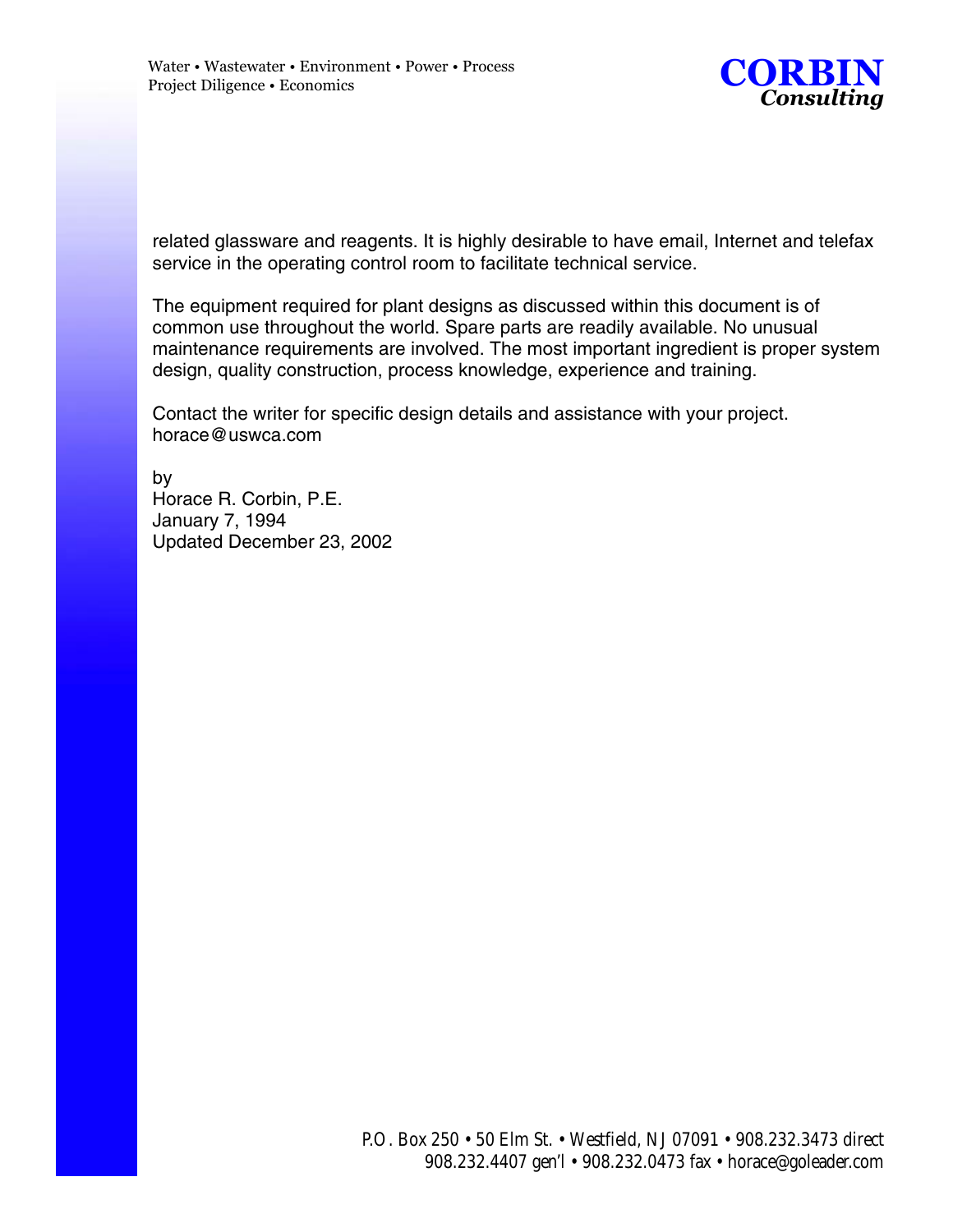related glassware and reagents. It is highly desirable to have email, Internet and telefax service in the operating control room to facilitate technical service.

The equipment required for plant designs as discussed within this document is of common use throughout the world. Spare parts are readily available. No unusual maintenance requirements are involved. The most important ingredient is proper system design, quality construction, process knowledge, experience and training.

Contact the writer for specific design details and assistance with your project.
horace@uswca.com

by
Horace R. Corbin, P.E.
January 7, 1994
Updated December 23, 2002